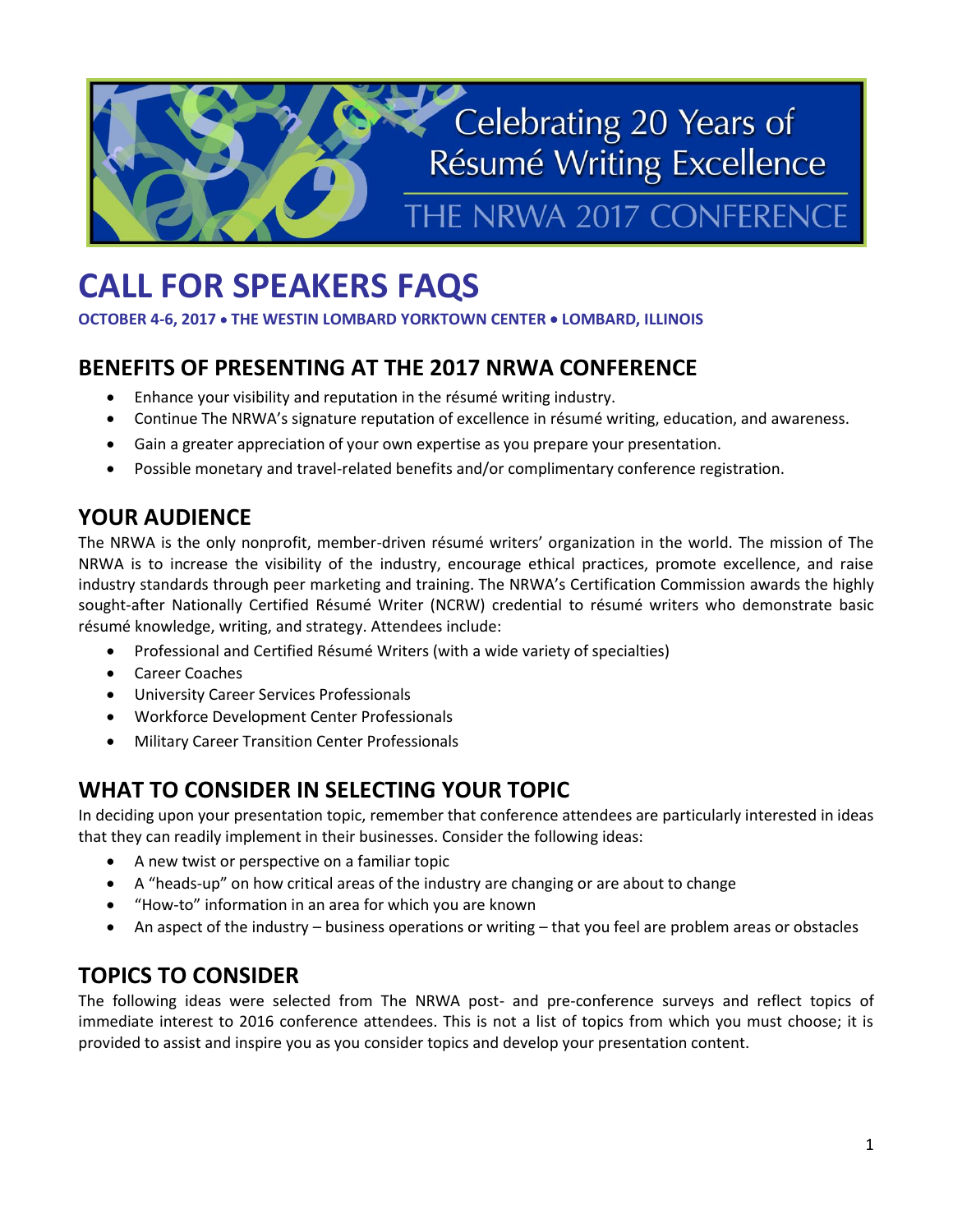Celebrating 20 Years of Résumé Writing Excellence

THE NRWA 2017 CONFERENCE

# CALL FOR SPEAKERS FAQS

**OCTOBER 4-6, 2017 • THE WESTIN LOMBARD YORKTOWN CENTER • LOMBARD, ILLINOIS**

## BENEFITS OF PRESENTING AT THE 2017 NRWA CONFERENCE

- Enhance your visibility and reputation in the résumé writing industry.
- Continue The NRWA's signature reputation of excellence in résumé writing, education, and awareness.
- Gain a greater appreciation of your own expertise as you prepare your presentation.
- Possible monetary and travel-related benefits and/or complimentary conference registration.

## YOUR AUDIENCE

The NRWA is the only nonprofit, member-driven résumé writers' organization in the world. The mission of The NRWA is to increase the visibility of the industry, encourage ethical practices, promote excellence, and raise industry standards through peer marketing and training. The NRWA's Certification Commission awards the highly sought-after Nationally Certified Résumé Writer (NCRW) credential to résumé writers who demonstrate basic résumé knowledge, writing, and strategy. Attendees include:

- Professional and Certified Résumé Writers (with a wide variety of specialties)
- Career Coaches
- University Career Services Professionals
- Workforce Development Center Professionals
- Military Career Transition Center Professionals

## WHAT TO CONSIDER IN SELECTING YOUR TOPIC

In deciding upon your presentation topic, remember that conference attendees are particularly interested in ideas that they can readily implement in their businesses. Consider the following ideas:

- A new twist or perspective on a familiar topic
- A "heads-up" on how critical areas of the industry are changing or are about to change
- "How-to" information in an area for which you are known
- An aspect of the industry – business operations or writing – that you feel are problem areas or obstacles

## TOPICS TO CONSIDER

The following ideas were selected from The NRWA post- and pre-conference surveys and reflect topics of immediate interest to 2016 conference attendees. This is not a list of topics from which you must choose; it is provided to assist and inspire you as you consider topics and develop your presentation content.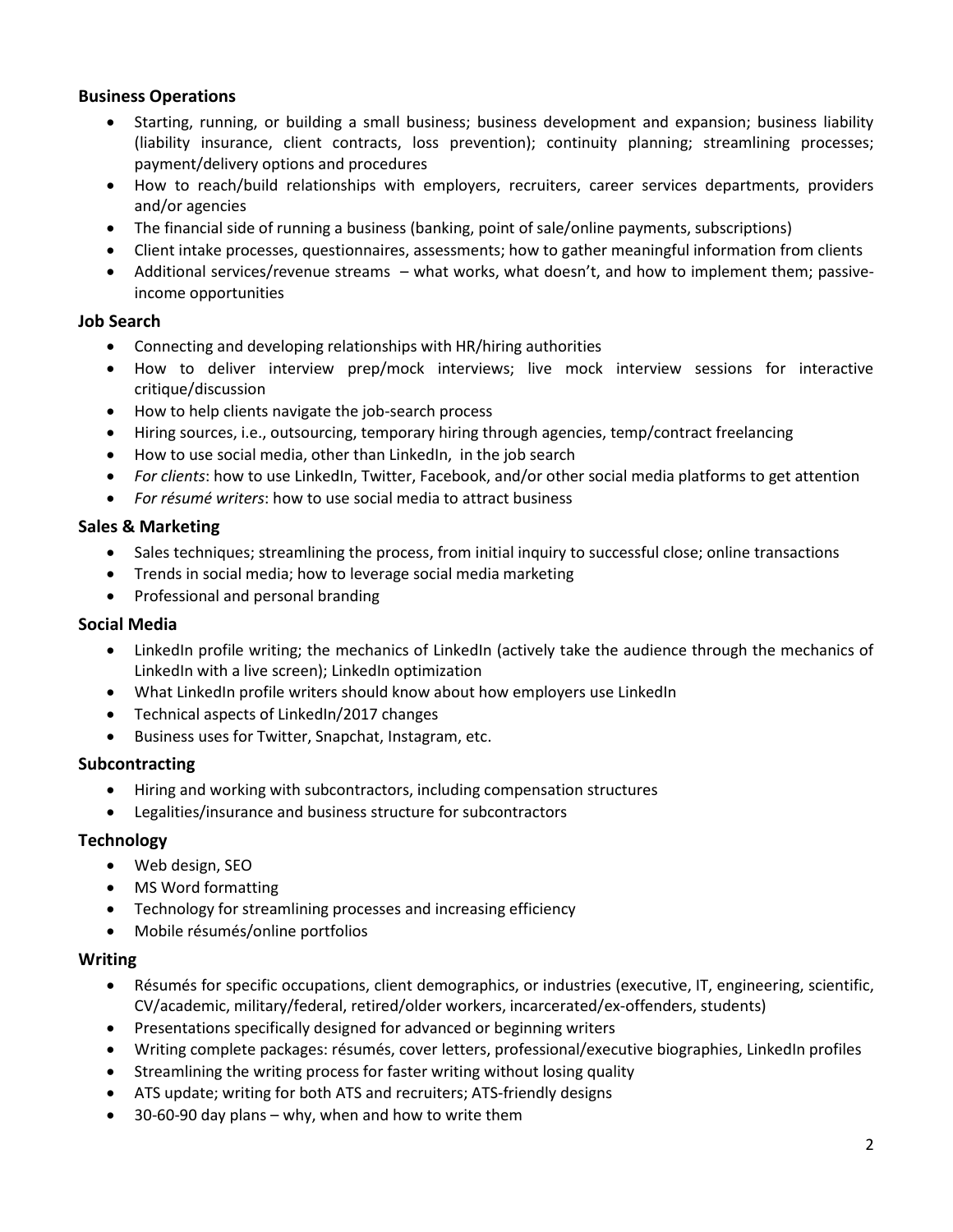### Business Operations

- Starting, running, or building a small business; business development and expansion; business liability (liability insurance, client contracts, loss prevention); continuity planning; streamlining processes; payment/delivery options and procedures
- How to reach/build relationships with employers, recruiters, career services departments, providers and/or agencies
- The financial side of running a business (banking, point of sale/online payments, subscriptions)
- Client intake processes, questionnaires, assessments; how to gather meaningful information from clients
- Additional services/revenue streams – what works, what doesn't, and how to implement them; passive-income opportunities

### Job Search

- Connecting and developing relationships with HR/hiring authorities
- How to deliver interview prep/mock interviews; live mock interview sessions for interactive critique/discussion
- How to help clients navigate the job-search process
- Hiring sources, i.e., outsourcing, temporary hiring through agencies, temp/contract freelancing
- How to use social media, other than LinkedIn, in the job search
- *For clients*: how to use LinkedIn, Twitter, Facebook, and/or other social media platforms to get attention
- *For résumé writers*: how to use social media to attract business

### Sales & Marketing

- Sales techniques; streamlining the process, from initial inquiry to successful close; online transactions
- Trends in social media; how to leverage social media marketing
- Professional and personal branding

### Social Media

- LinkedIn profile writing; the mechanics of LinkedIn (actively take the audience through the mechanics of LinkedIn with a live screen); LinkedIn optimization
- What LinkedIn profile writers should know about how employers use LinkedIn
- Technical aspects of LinkedIn/2017 changes
- Business uses for Twitter, Snapchat, Instagram, etc.

### Subcontracting

- Hiring and working with subcontractors, including compensation structures
- Legalities/insurance and business structure for subcontractors

### Technology

- Web design, SEO
- MS Word formatting
- Technology for streamlining processes and increasing efficiency
- Mobile résumés/online portfolios

### Writing

- Résumés for specific occupations, client demographics, or industries (executive, IT, engineering, scientific, CV/academic, military/federal, retired/older workers, incarcerated/ex-offenders, students)
- Presentations specifically designed for advanced or beginning writers
- Writing complete packages: résumés, cover letters, professional/executive biographies, LinkedIn profiles
- Streamlining the writing process for faster writing without losing quality
- ATS update; writing for both ATS and recruiters; ATS-friendly designs
- 30-60-90 day plans – why, when and how to write them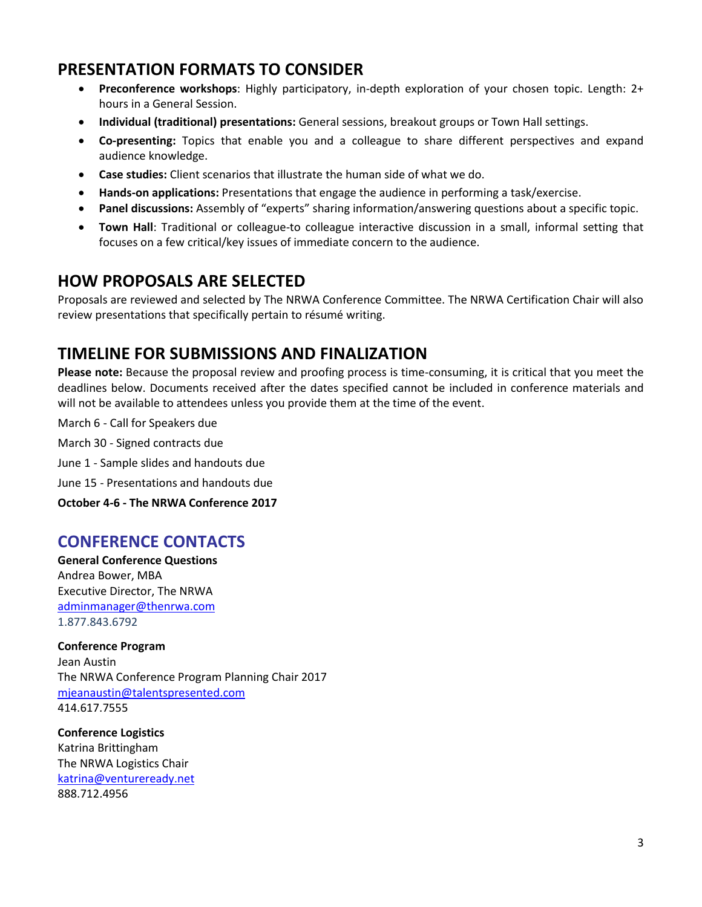## PRESENTATION FORMATS TO CONSIDER

- **Preconference workshops**: Highly participatory, in-depth exploration of your chosen topic. Length: 2+ hours in a General Session.
- **Individual (traditional) presentations:** General sessions, breakout groups or Town Hall settings.
- **Co-presenting:** Topics that enable you and a colleague to share different perspectives and expand audience knowledge.
- **Case studies:** Client scenarios that illustrate the human side of what we do.
- **Hands-on applications:** Presentations that engage the audience in performing a task/exercise.
- **Panel discussions:** Assembly of "experts" sharing information/answering questions about a specific topic.
- **Town Hall**: Traditional or colleague-to colleague interactive discussion in a small, informal setting that focuses on a few critical/key issues of immediate concern to the audience.

## HOW PROPOSALS ARE SELECTED

Proposals are reviewed and selected by The NRWA Conference Committee. The NRWA Certification Chair will also review presentations that specifically pertain to résumé writing.

## TIMELINE FOR SUBMISSIONS AND FINALIZATION

**Please note:** Because the proposal review and proofing process is time-consuming, it is critical that you meet the deadlines below. Documents received after the dates specified cannot be included in conference materials and will not be available to attendees unless you provide them at the time of the event.

March 6 - Call for Speakers due

March 30 - Signed contracts due

June 1 - Sample slides and handouts due

June 15 - Presentations and handouts due

**October 4-6 - The NRWA Conference 2017**

## CONFERENCE CONTACTS

**General Conference Questions**
Andrea Bower, MBA
Executive Director, The NRWA
adminmanager@thenrwa.com
1.877.843.6792

**Conference Program**
Jean Austin
The NRWA Conference Program Planning Chair 2017
mjeanaustin@talentspresented.com
414.617.7555

**Conference Logistics**
Katrina Brittingham
The NRWA Logistics Chair
katrina@ventureready.net
888.712.4956